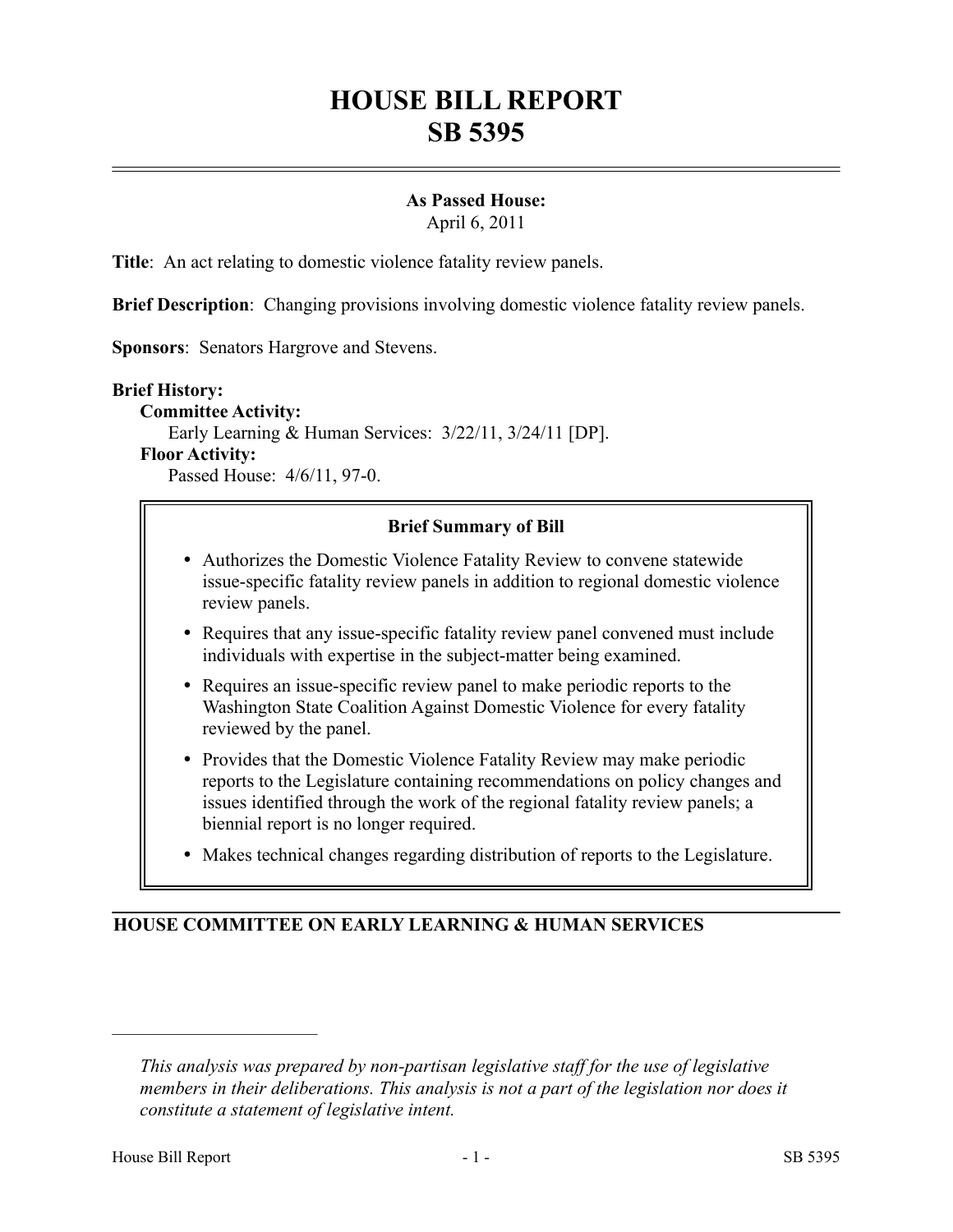# HOUSE BILL REPORT
# SB 5395

**As Passed House:**
April 6, 2011

**Title**: An act relating to domestic violence fatality review panels.

**Brief Description**: Changing provisions involving domestic violence fatality review panels.

**Sponsors**: Senators Hargrove and Stevens.

**Brief History:**

**Committee Activity:**

Early Learning & Human Services: 3/22/11, 3/24/11 [DP].

**Floor Activity:**

Passed House: 4/6/11, 97-0.

**Brief Summary of Bill**

- Authorizes the Domestic Violence Fatality Review to convene statewide issue-specific fatality review panels in addition to regional domestic violence review panels.
- Requires that any issue-specific fatality review panel convened must include individuals with expertise in the subject-matter being examined.
- Requires an issue-specific review panel to make periodic reports to the Washington State Coalition Against Domestic Violence for every fatality reviewed by the panel.
- Provides that the Domestic Violence Fatality Review may make periodic reports to the Legislature containing recommendations on policy changes and issues identified through the work of the regional fatality review panels; a biennial report is no longer required.
- Makes technical changes regarding distribution of reports to the Legislature.

## HOUSE COMMITTEE ON EARLY LEARNING & HUMAN SERVICES

---

*This analysis was prepared by non-partisan legislative staff for the use of legislative members in their deliberations. This analysis is not a part of the legislation nor does it constitute a statement of legislative intent.*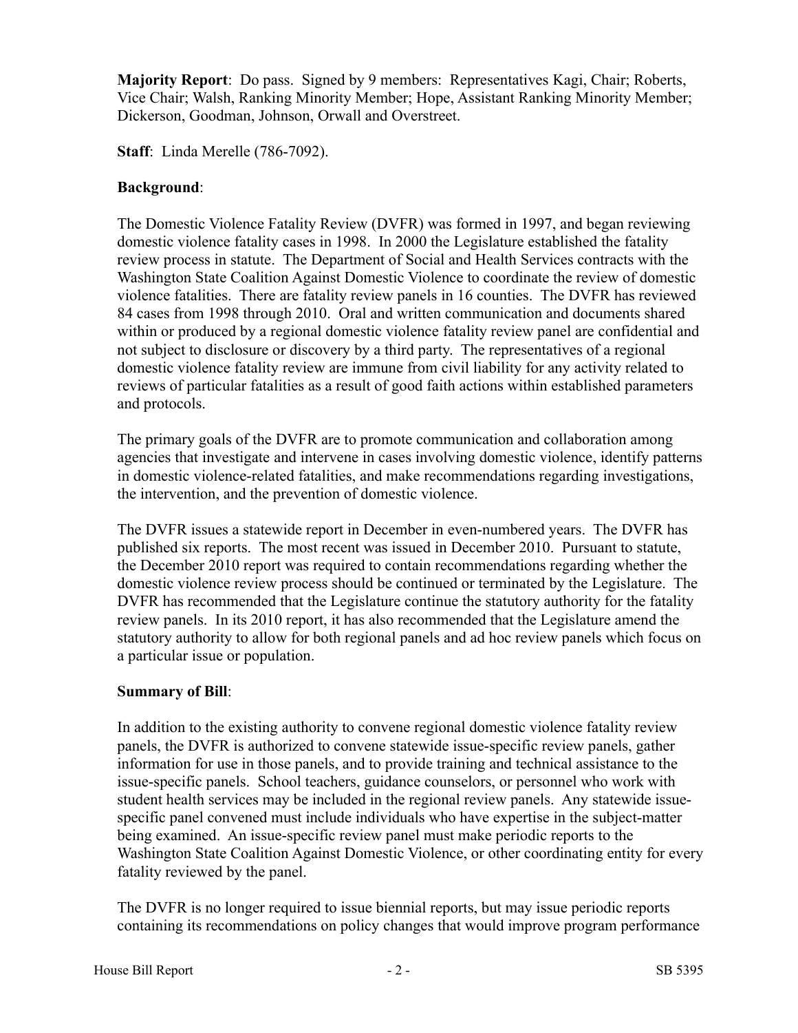**Majority Report**: Do pass. Signed by 9 members: Representatives Kagi, Chair; Roberts, Vice Chair; Walsh, Ranking Minority Member; Hope, Assistant Ranking Minority Member; Dickerson, Goodman, Johnson, Orwall and Overstreet.

**Staff**: Linda Merelle (786-7092).

**Background**:

The Domestic Violence Fatality Review (DVFR) was formed in 1997, and began reviewing domestic violence fatality cases in 1998. In 2000 the Legislature established the fatality review process in statute. The Department of Social and Health Services contracts with the Washington State Coalition Against Domestic Violence to coordinate the review of domestic violence fatalities. There are fatality review panels in 16 counties. The DVFR has reviewed 84 cases from 1998 through 2010. Oral and written communication and documents shared within or produced by a regional domestic violence fatality review panel are confidential and not subject to disclosure or discovery by a third party. The representatives of a regional domestic violence fatality review are immune from civil liability for any activity related to reviews of particular fatalities as a result of good faith actions within established parameters and protocols.

The primary goals of the DVFR are to promote communication and collaboration among agencies that investigate and intervene in cases involving domestic violence, identify patterns in domestic violence-related fatalities, and make recommendations regarding investigations, the intervention, and the prevention of domestic violence.

The DVFR issues a statewide report in December in even-numbered years. The DVFR has published six reports. The most recent was issued in December 2010. Pursuant to statute, the December 2010 report was required to contain recommendations regarding whether the domestic violence review process should be continued or terminated by the Legislature. The DVFR has recommended that the Legislature continue the statutory authority for the fatality review panels. In its 2010 report, it has also recommended that the Legislature amend the statutory authority to allow for both regional panels and ad hoc review panels which focus on a particular issue or population.

**Summary of Bill**:

In addition to the existing authority to convene regional domestic violence fatality review panels, the DVFR is authorized to convene statewide issue-specific review panels, gather information for use in those panels, and to provide training and technical assistance to the issue-specific panels. School teachers, guidance counselors, or personnel who work with student health services may be included in the regional review panels. Any statewide issue-specific panel convened must include individuals who have expertise in the subject-matter being examined. An issue-specific review panel must make periodic reports to the Washington State Coalition Against Domestic Violence, or other coordinating entity for every fatality reviewed by the panel.

The DVFR is no longer required to issue biennial reports, but may issue periodic reports containing its recommendations on policy changes that would improve program performance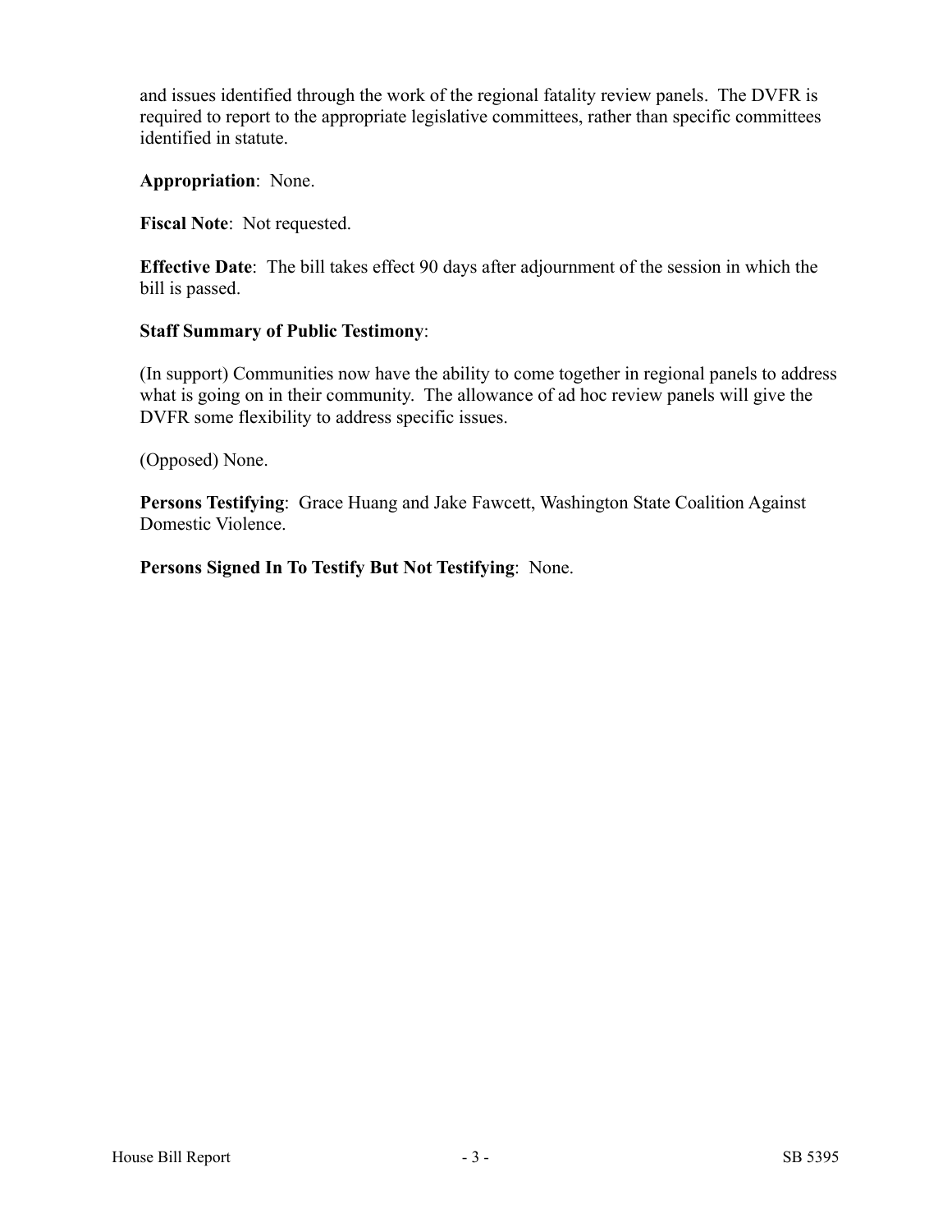and issues identified through the work of the regional fatality review panels. The DVFR is required to report to the appropriate legislative committees, rather than specific committees identified in statute.

**Appropriation**: None.

**Fiscal Note**: Not requested.

**Effective Date**: The bill takes effect 90 days after adjournment of the session in which the bill is passed.

**Staff Summary of Public Testimony**:

(In support) Communities now have the ability to come together in regional panels to address what is going on in their community. The allowance of ad hoc review panels will give the DVFR some flexibility to address specific issues.

(Opposed) None.

**Persons Testifying**: Grace Huang and Jake Fawcett, Washington State Coalition Against Domestic Violence.

**Persons Signed In To Testify But Not Testifying**: None.